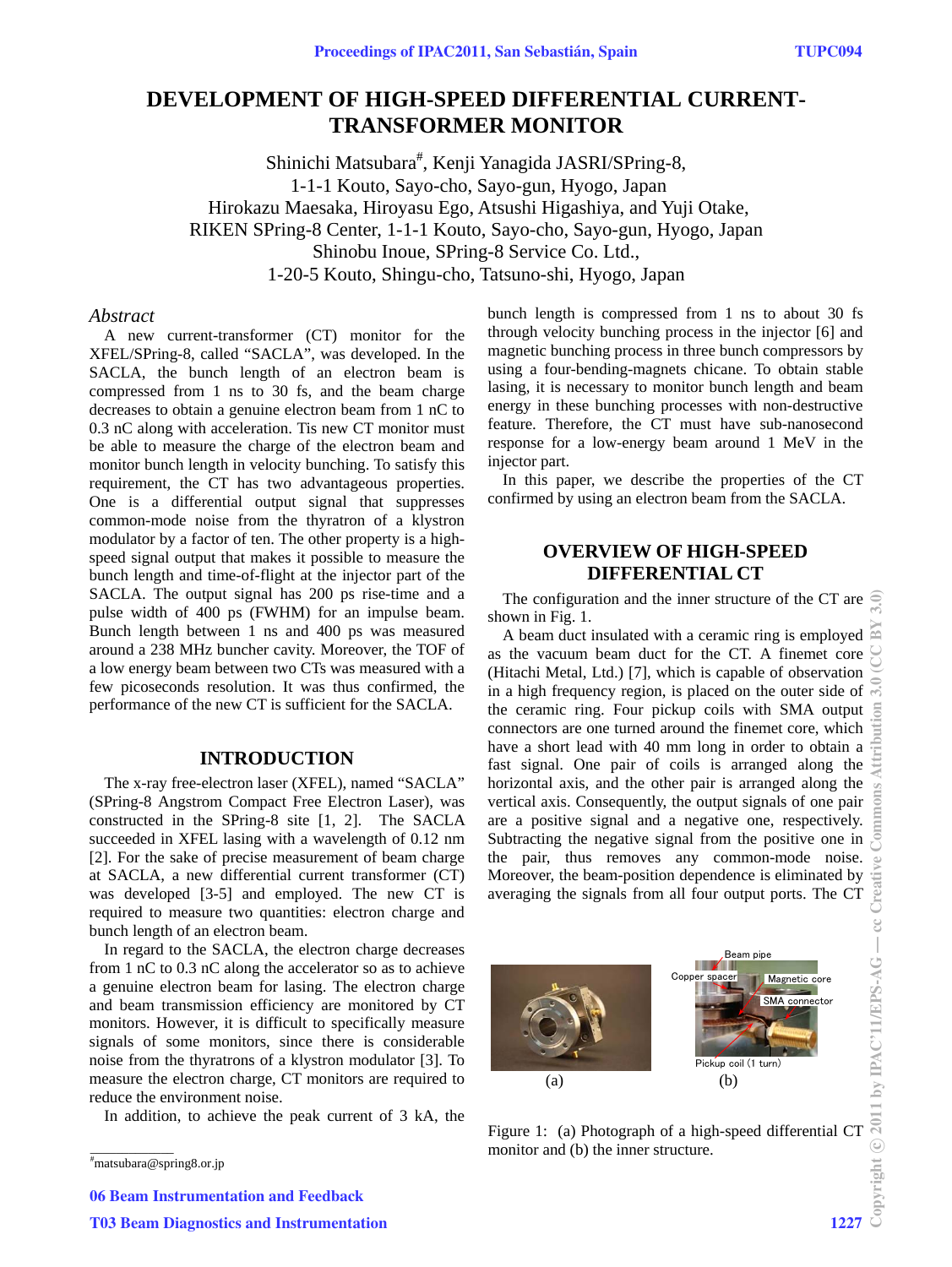# DEVELOPMENT OF HIGH-SPEED DIFFERENTIAL CURRENT-TRANSFORMER MONITOR

Shinichi Matsubara[#], Kenji Yanagida JASRI/SPring-8,
1-1-1 Kouto, Sayo-cho, Sayo-gun, Hyogo, Japan
Hirokazu Maesaka, Hiroyasu Ego, Atsushi Higashiya, and Yuji Otake,
RIKEN SPring-8 Center, 1-1-1 Kouto, Sayo-cho, Sayo-gun, Hyogo, Japan
Shinobu Inoue, SPring-8 Service Co. Ltd.,
1-20-5 Kouto, Shingu-cho, Tatsuno-shi, Hyogo, Japan

## *Abstract*

A new current-transformer (CT) monitor for the XFEL/SPring-8, called "SACLA", was developed. In the SACLA, the bunch length of an electron beam is compressed from 1 ns to 30 fs, and the beam charge decreases to obtain a genuine electron beam from 1 nC to 0.3 nC along with acceleration. Tis new CT monitor must be able to measure the charge of the electron beam and monitor bunch length in velocity bunching. To satisfy this requirement, the CT has two advantageous properties. One is a differential output signal that suppresses common-mode noise from the thyratron of a klystron modulator by a factor of ten. The other property is a high-speed signal output that makes it possible to measure the bunch length and time-of-flight at the injector part of the SACLA. The output signal has 200 ps rise-time and a pulse width of 400 ps (FWHM) for an impulse beam. Bunch length between 1 ns and 400 ps was measured around a 238 MHz buncher cavity. Moreover, the TOF of a low energy beam between two CTs was measured with a few picoseconds resolution. It was thus confirmed, the performance of the new CT is sufficient for the SACLA.

## INTRODUCTION

The x-ray free-electron laser (XFEL), named "SACLA" (SPring-8 Angstrom Compact Free Electron Laser), was constructed in the SPring-8 site [1, 2]. The SACLA succeeded in XFEL lasing with a wavelength of 0.12 nm [2]. For the sake of precise measurement of beam charge at SACLA, a new differential current transformer (CT) was developed [3-5] and employed. The new CT is required to measure two quantities: electron charge and bunch length of an electron beam.

In regard to the SACLA, the electron charge decreases from 1 nC to 0.3 nC along the accelerator so as to achieve a genuine electron beam for lasing. The electron charge and beam transmission efficiency are monitored by CT monitors. However, it is difficult to specifically measure signals of some monitors, since there is considerable noise from the thyratrons of a klystron modulator [3]. To measure the electron charge, CT monitors are required to reduce the environment noise.

In addition, to achieve the peak current of 3 kA, the bunch length is compressed from 1 ns to about 30 fs through velocity bunching process in the injector [6] and magnetic bunching process in three bunch compressors by using a four-bending-magnets chicane. To obtain stable lasing, it is necessary to monitor bunch length and beam energy in these bunching processes with non-destructive feature. Therefore, the CT must have sub-nanosecond response for a low-energy beam around 1 MeV in the injector part.

In this paper, we describe the properties of the CT confirmed by using an electron beam from the SACLA.

[#]matsubara@spring8.or.jp

## OVERVIEW OF HIGH-SPEED DIFFERENTIAL CT

The configuration and the inner structure of the CT are shown in Fig. 1.

A beam duct insulated with a ceramic ring is employed as the vacuum beam duct for the CT. A finemet core (Hitachi Metal, Ltd.) [7], which is capable of observation in a high frequency region, is placed on the outer side of the ceramic ring. Four pickup coils with SMA output connectors are one turned around the finemet core, which have a short lead with 40 mm long in order to obtain a fast signal. One pair of coils is arranged along the horizontal axis, and the other pair is arranged along the vertical axis. Consequently, the output signals of one pair are a positive signal and a negative one, respectively. Subtracting the negative signal from the positive one in the pair, thus removes any common-mode noise. Moreover, the beam-position dependence is eliminated by averaging the signals from all four output ports. The CT

Figure 1: (a) Photograph of a high-speed differential CT monitor and (b) the inner structure.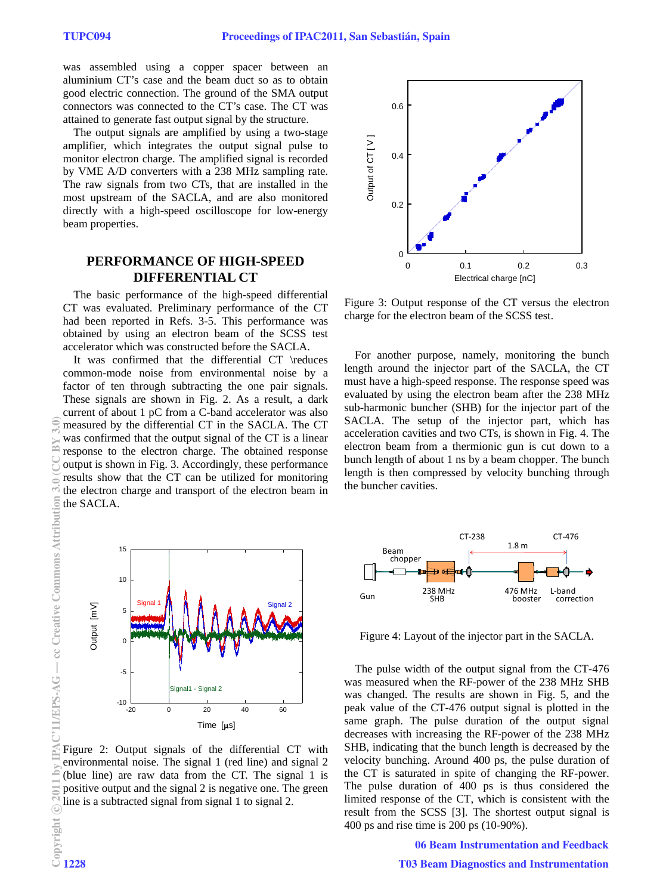was assembled using a copper spacer between an aluminium CT's case and the beam duct so as to obtain good electric connection. The ground of the SMA output connectors was connected to the CT's case. The CT was attained to generate fast output signal by the structure.

The output signals are amplified by using a two-stage amplifier, which integrates the output signal pulse to monitor electron charge. The amplified signal is recorded by VME A/D converters with a 238 MHz sampling rate. The raw signals from two CTs, that are installed in the most upstream of the SACLA, and are also monitored directly with a high-speed oscilloscope for low-energy beam properties.

## PERFORMANCE OF HIGH-SPEED DIFFERENTIAL CT

The basic performance of the high-speed differential CT was evaluated. Preliminary performance of the CT had been reported in Refs. 3-5. This performance was obtained by using an electron beam of the SCSS test accelerator which was constructed before the SACLA.

It was confirmed that the differential CT \reduces common-mode noise from environmental noise by a factor of ten through subtracting the one pair signals. These signals are shown in Fig. 2. As a result, a dark current of about 1 pC from a C-band accelerator was also measured by the differential CT in the SACLA. The CT was confirmed that the output signal of the CT is a linear response to the electron charge. The obtained response output is shown in Fig. 3. Accordingly, these performance results show that the CT can be utilized for monitoring the electron charge and transport of the electron beam in the SACLA.

Figure 2: Output signals of the differential CT with environmental noise. The signal 1 (red line) and signal 2 (blue line) are raw data from the CT. The signal 1 is positive output and the signal 2 is negative one. The green line is a subtracted signal from signal 1 to signal 2.

Figure 3: Output response of the CT versus the electron charge for the electron beam of the SCSS test.

For another purpose, namely, monitoring the bunch length around the injector part of the SACLA, the CT must have a high-speed response. The response speed was evaluated by using the electron beam after the 238 MHz sub-harmonic buncher (SHB) for the injector part of the SACLA. The setup of the injector part, which has acceleration cavities and two CTs, is shown in Fig. 4. The electron beam from a thermionic gun is cut down to a bunch length of about 1 ns by a beam chopper. The bunch length is then compressed by velocity bunching through the buncher cavities.

Figure 4: Layout of the injector part in the SACLA.

The pulse width of the output signal from the CT-476 was measured when the RF-power of the 238 MHz SHB was changed. The results are shown in Fig. 5, and the peak value of the CT-476 output signal is plotted in the same graph. The pulse duration of the output signal decreases with increasing the RF-power of the 238 MHz SHB, indicating that the bunch length is decreased by the velocity bunching. Around 400 ps, the pulse duration of the CT is saturated in spite of changing the RF-power. The pulse duration of 400 ps is thus considered the limited response of the CT, which is consistent with the result from the SCSS [3]. The shortest output signal is 400 ps and rise time is 200 ps (10-90%).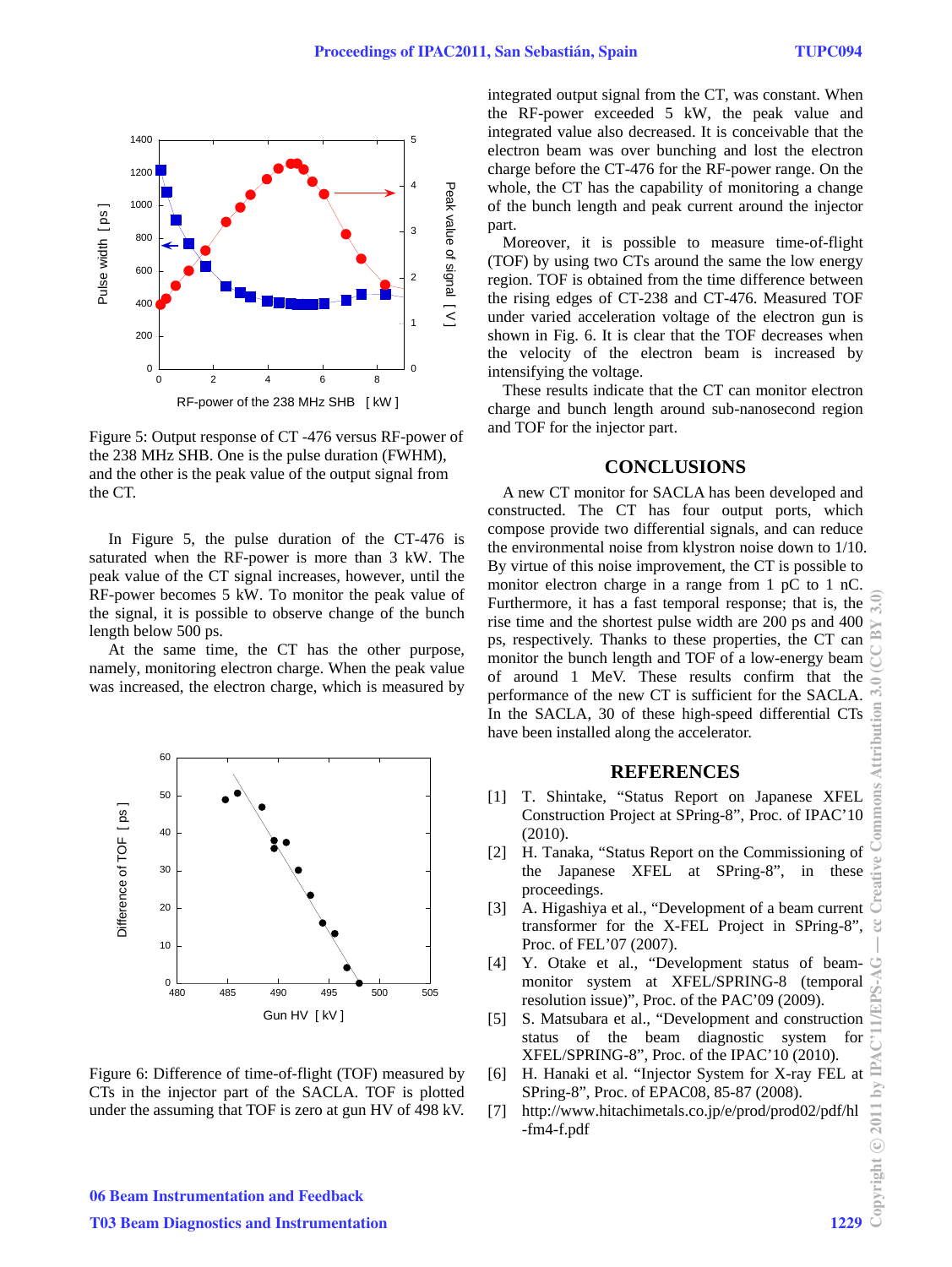1400
1200
1000
800
600
400
200
0
0 2 4 6 8
RF-power of the 238 MHz SHB [ kW ]
Pulse width [ps]
Peak value of signal [ V ]
5
4
3
2
1
0

Figure 5: Output response of CT -476 versus RF-power of the 238 MHz SHB. One is the pulse duration (FWHM), and the other is the peak value of the output signal from the CT.

In Figure 5, the pulse duration of the CT-476 is saturated when the RF-power is more than 3 kW. The peak value of the CT signal increases, however, until the RF-power becomes 5 kW. To monitor the peak value of the signal, it is possible to observe change of the bunch length below 500 ps.

At the same time, the CT has the other purpose, namely, monitoring electron charge. When the peak value was increased, the electron charge, which is measured by

60
50
40
30
20
10
0
480 485 490 495 500 505
Gun HV [ kV ]
Difference of TOF [ ps ]

Figure 6: Difference of time-of-flight (TOF) measured by CTs in the injector part of the SACLA. TOF is plotted under the assuming that TOF is zero at gun HV of 498 kV.

integrated output signal from the CT, was constant. When the RF-power exceeded 5 kW, the peak value and integrated value also decreased. It is conceivable that the electron beam was over bunching and lost the electron charge before the CT-476 for the RF-power range. On the whole, the CT has the capability of monitoring a change of the bunch length and peak current around the injector part.

Moreover, it is possible to measure time-of-flight (TOF) by using two CTs around the same the low energy region. TOF is obtained from the time difference between the rising edges of CT-238 and CT-476. Measured TOF under varied acceleration voltage of the electron gun is shown in Fig. 6. It is clear that the TOF decreases when the velocity of the electron beam is increased by intensifying the voltage.

These results indicate that the CT can monitor electron charge and bunch length around sub-nanosecond region and TOF for the injector part.

## CONCLUSIONS

A new CT monitor for SACLA has been developed and constructed. The CT has four output ports, which compose provide two differential signals, and can reduce the environmental noise from klystron noise down to 1/10. By virtue of this noise improvement, the CT is possible to monitor electron charge in a range from 1 pC to 1 nC. Furthermore, it has a fast temporal response; that is, the rise time and the shortest pulse width are 200 ps and 400 ps, respectively. Thanks to these properties, the CT can monitor the bunch length and TOF of a low-energy beam of around 1 MeV. These results confirm that the performance of the new CT is sufficient for the SACLA. In the SACLA, 30 of these high-speed differential CTs have been installed along the accelerator.

## REFERENCES

[1] T. Shintake, “Status Report on Japanese XFEL Construction Project at SPring-8”, Proc. of IPAC’10 (2010).

[2] H. Tanaka, “Status Report on the Commissioning of the Japanese XFEL at SPring-8”, in these proceedings.

[3] A. Higashiya et al., “Development of a beam current transformer for the X-FEL Project in SPring-8”, Proc. of FEL’07 (2007).

[4] Y. Otake et al., “Development status of beam-monitor system at XFEL/SPRING-8 (temporal resolution issue)”, Proc. of the PAC’09 (2009).

[5] S. Matsubara et al., “Development and construction status of the beam diagnostic system for XFEL/SPRING-8”, Proc. of the IPAC’10 (2010).

[6] H. Hanaki et al. “Injector System for X-ray FEL at SPring-8”, Proc. of EPAC08, 85-87 (2008).

[7] http://www.hitachimetals.co.jp/e/prod/prod02/pdf/hl-fm4-f.pdf